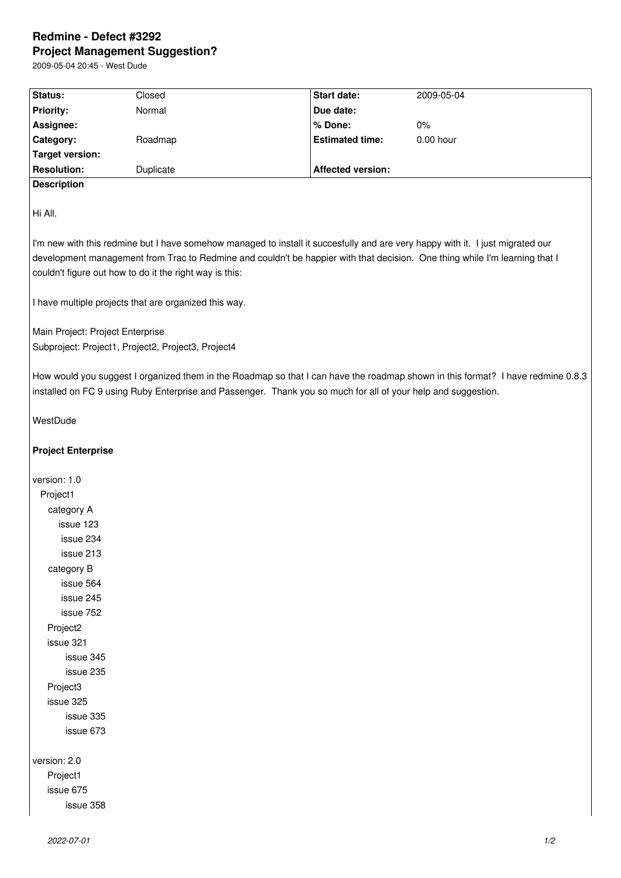# Redmine - Defect #3292

## Project Management Suggestion?

2009-05-04 20:45 - West Dude

| Status: | Closed | Start date: | 2009-05-04 |
|---|---|---|---|
| Priority: | Normal | Due date: | |
| Assignee: | | % Done: | 0% |
| Category: | Roadmap | Estimated time: | 0.00 hour |
| Target version: | | | |
| Resolution: | Duplicate | Affected version: | |

**Description**

Hi All.

I'm new with this redmine but I have somehow managed to install it succesfully and are very happy with it. I just migrated our development management from Trac to Redmine and couldn't be happier with that decision. One thing while I'm learning that I couldn't figure out how to do it the right way is this:

I have multiple projects that are organized this way.

Main Project: Project Enterprise
Subproject: Project1, Project2, Project3, Project4

How would you suggest I organized them in the Roadmap so that I can have the roadmap shown in this format? I have redmine 0.8.3 installed on FC 9 using Ruby Enterprise and Passenger. Thank you so much for all of your help and suggestion.

WestDude

**Project Enterprise**

```
version: 1.0
  Project1
    category A
       issue 123
        issue 234
        issue 213
    category B
        issue 564
        issue 245
        issue 752
    Project2
    issue 321
         issue 345
         issue 235
    Project3
    issue 325
         issue 335
         issue 673

version: 2.0
    Project1
    issue 675
         issue 358
```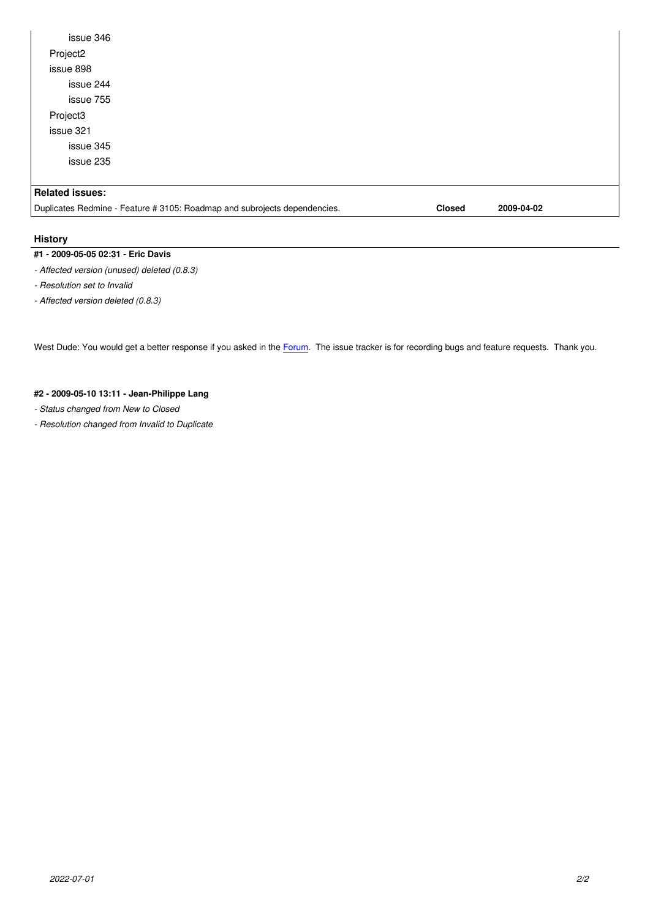issue 346
  Project2
  issue 898
    issue 244
    issue 755
  Project3
  issue 321
    issue 345
    issue 235

**Related issues:**

| | | |
|---|---|---|
| Duplicates Redmine - Feature # 3105: Roadmap and subprojects dependencies. | **Closed** | **2009-04-02** |

## History

**#1 - 2009-05-05 02:31 - Eric Davis**

*- Affected version (unused) deleted (0.8.3)*

*- Resolution set to Invalid*

*- Affected version deleted (0.8.3)*

West Dude: You would get a better response if you asked in the Forum. The issue tracker is for recording bugs and feature requests. Thank you.

**#2 - 2009-05-10 13:11 - Jean-Philippe Lang**

*- Status changed from New to Closed*

*- Resolution changed from Invalid to Duplicate*